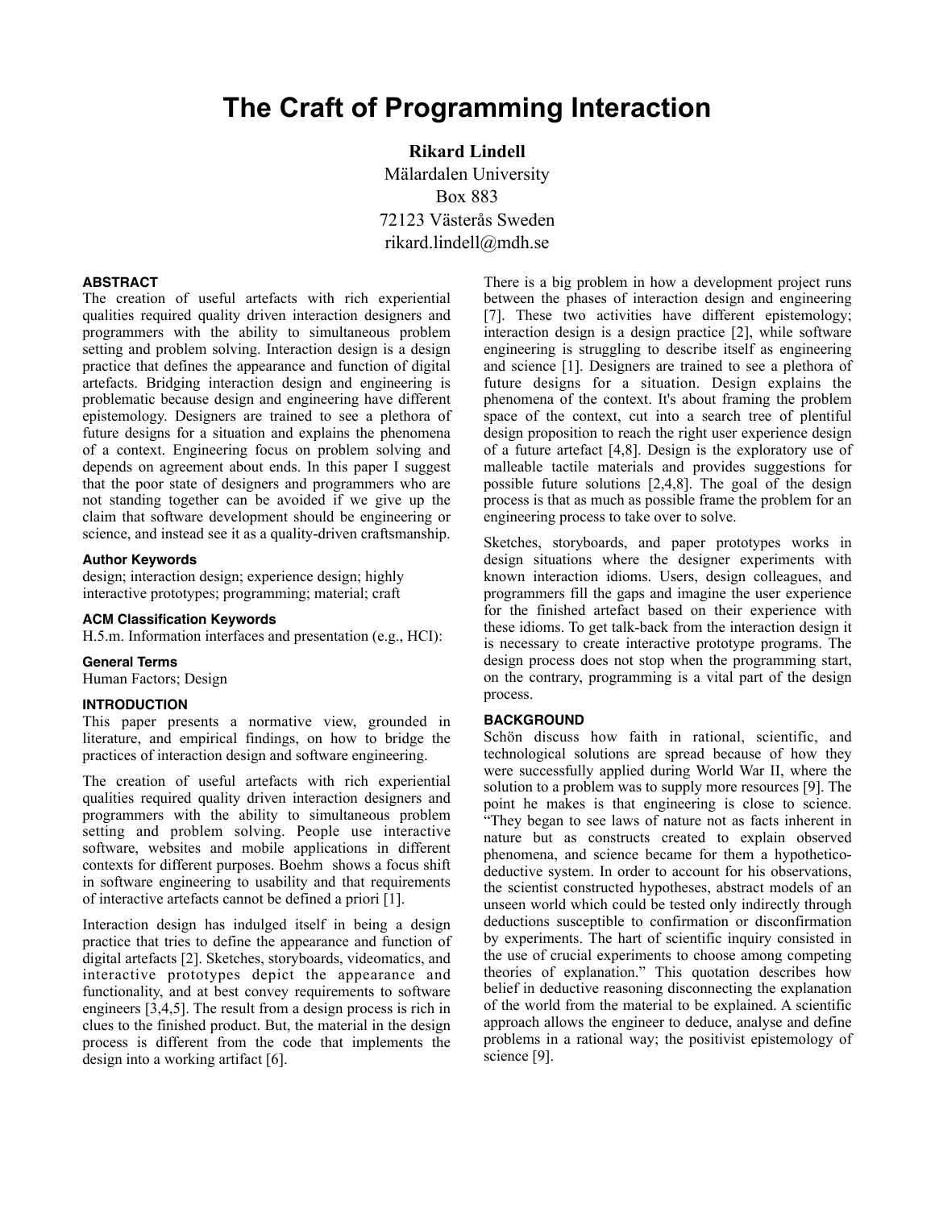# The Craft of Programming Interaction

**Rikard Lindell**
Mälardalen University
Box 883
72123 Västerås Sweden
rikard.lindell@mdh.se

## ABSTRACT

The creation of useful artefacts with rich experiential qualities required quality driven interaction designers and programmers with the ability to simultaneous problem setting and problem solving. Interaction design is a design practice that defines the appearance and function of digital artefacts. Bridging interaction design and engineering is problematic because design and engineering have different epistemology. Designers are trained to see a plethora of future designs for a situation and explains the phenomena of a context. Engineering focus on problem solving and depends on agreement about ends. In this paper I suggest that the poor state of designers and programmers who are not standing together can be avoided if we give up the claim that software development should be engineering or science, and instead see it as a quality-driven craftsmanship.

### Author Keywords

design; interaction design; experience design; highly interactive prototypes; programming; material; craft

### ACM Classification Keywords

H.5.m. Information interfaces and presentation (e.g., HCI):

### General Terms

Human Factors; Design

## INTRODUCTION

This paper presents a normative view, grounded in literature, and empirical findings, on how to bridge the practices of interaction design and software engineering.

The creation of useful artefacts with rich experiential qualities required quality driven interaction designers and programmers with the ability to simultaneous problem setting and problem solving. People use interactive software, websites and mobile applications in different contexts for different purposes. Boehm shows a focus shift in software engineering to usability and that requirements of interactive artefacts cannot be defined a priori [1].

Interaction design has indulged itself in being a design practice that tries to define the appearance and function of digital artefacts [2]. Sketches, storyboards, videomatics, and interactive prototypes depict the appearance and functionality, and at best convey requirements to software engineers [3,4,5]. The result from a design process is rich in clues to the finished product. But, the material in the design process is different from the code that implements the design into a working artifact [6].

There is a big problem in how a development project runs between the phases of interaction design and engineering [7]. These two activities have different epistemology; interaction design is a design practice [2], while software engineering is struggling to describe itself as engineering and science [1]. Designers are trained to see a plethora of future designs for a situation. Design explains the phenomena of the context. It's about framing the problem space of the context, cut into a search tree of plentiful design proposition to reach the right user experience design of a future artefact [4,8]. Design is the exploratory use of malleable tactile materials and provides suggestions for possible future solutions [2,4,8]. The goal of the design process is that as much as possible frame the problem for an engineering process to take over to solve.

Sketches, storyboards, and paper prototypes works in design situations where the designer experiments with known interaction idioms. Users, design colleagues, and programmers fill the gaps and imagine the user experience for the finished artefact based on their experience with these idioms. To get talk-back from the interaction design it is necessary to create interactive prototype programs. The design process does not stop when the programming start, on the contrary, programming is a vital part of the design process.

## BACKGROUND

Schön discuss how faith in rational, scientific, and technological solutions are spread because of how they were successfully applied during World War II, where the solution to a problem was to supply more resources [9]. The point he makes is that engineering is close to science. "They began to see laws of nature not as facts inherent in nature but as constructs created to explain observed phenomena, and science became for them a hypothetico-deductive system. In order to account for his observations, the scientist constructed hypotheses, abstract models of an unseen world which could be tested only indirectly through deductions susceptible to confirmation or disconfirmation by experiments. The hart of scientific inquiry consisted in the use of crucial experiments to choose among competing theories of explanation." This quotation describes how belief in deductive reasoning disconnecting the explanation of the world from the material to be explained. A scientific approach allows the engineer to deduce, analyse and define problems in a rational way; the positivist epistemology of science [9].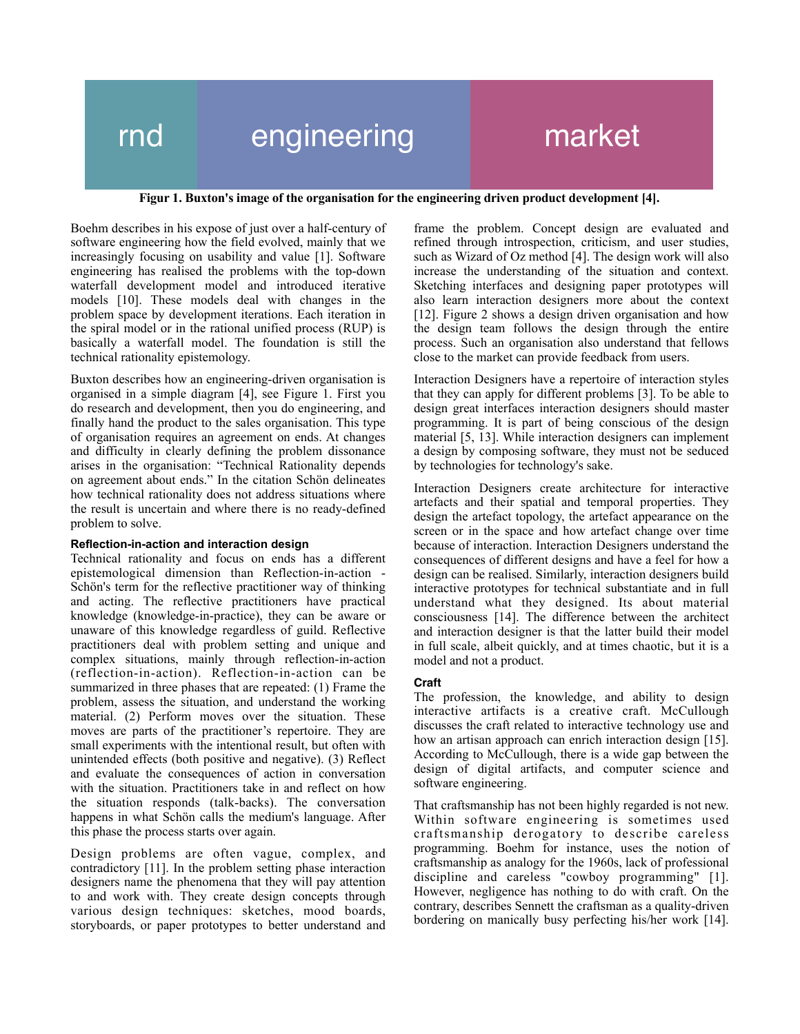rnd | engineering | market

**Figur 1. Buxton's image of the organisation for the engineering driven product development [4].**

Boehm describes in his expose of just over a half-century of software engineering how the field evolved, mainly that we increasingly focusing on usability and value [1]. Software engineering has realised the problems with the top-down waterfall development model and introduced iterative models [10]. These models deal with changes in the problem space by development iterations. Each iteration in the spiral model or in the rational unified process (RUP) is basically a waterfall model. The foundation is still the technical rationality epistemology.

Buxton describes how an engineering-driven organisation is organised in a simple diagram [4], see Figure 1. First you do research and development, then you do engineering, and finally hand the product to the sales organisation. This type of organisation requires an agreement on ends. At changes and difficulty in clearly defining the problem dissonance arises in the organisation: "Technical Rationality depends on agreement about ends." In the citation Schön delineates how technical rationality does not address situations where the result is uncertain and where there is no ready-defined problem to solve.

#### Reflection-in-action and interaction design

Technical rationality and focus on ends has a different epistemological dimension than Reflection-in-action - Schön's term for the reflective practitioner way of thinking and acting. The reflective practitioners have practical knowledge (knowledge-in-practice), they can be aware or unaware of this knowledge regardless of guild. Reflective practitioners deal with problem setting and unique and complex situations, mainly through reflection-in-action (reflection-in-action). Reflection-in-action can be summarized in three phases that are repeated: (1) Frame the problem, assess the situation, and understand the working material. (2) Perform moves over the situation. These moves are parts of the practitioner's repertoire. They are small experiments with the intentional result, but often with unintended effects (both positive and negative). (3) Reflect and evaluate the consequences of action in conversation with the situation. Practitioners take in and reflect on how the situation responds (talk-backs). The conversation happens in what Schön calls the medium's language. After this phase the process starts over again.

Design problems are often vague, complex, and contradictory [11]. In the problem setting phase interaction designers name the phenomena that they will pay attention to and work with. They create design concepts through various design techniques: sketches, mood boards, storyboards, or paper prototypes to better understand and frame the problem. Concept design are evaluated and refined through introspection, criticism, and user studies, such as Wizard of Oz method [4]. The design work will also increase the understanding of the situation and context. Sketching interfaces and designing paper prototypes will also learn interaction designers more about the context [12]. Figure 2 shows a design driven organisation and how the design team follows the design through the entire process. Such an organisation also understand that fellows close to the market can provide feedback from users.

Interaction Designers have a repertoire of interaction styles that they can apply for different problems [3]. To be able to design great interfaces interaction designers should master programming. It is part of being conscious of the design material [5, 13]. While interaction designers can implement a design by composing software, they must not be seduced by technologies for technology's sake.

Interaction Designers create architecture for interactive artefacts and their spatial and temporal properties. They design the artefact topology, the artefact appearance on the screen or in the space and how artefact change over time because of interaction. Interaction Designers understand the consequences of different designs and have a feel for how a design can be realised. Similarly, interaction designers build interactive prototypes for technical substantiate and in full understand what they designed. Its about material consciousness [14]. The difference between the architect and interaction designer is that the latter build their model in full scale, albeit quickly, and at times chaotic, but it is a model and not a product.

#### Craft

The profession, the knowledge, and ability to design interactive artifacts is a creative craft. McCullough discusses the craft related to interactive technology use and how an artisan approach can enrich interaction design [15]. According to McCullough, there is a wide gap between the design of digital artifacts, and computer science and software engineering.

That craftsmanship has not been highly regarded is not new. Within software engineering is sometimes used craftsmanship derogatory to describe careless programming. Boehm for instance, uses the notion of craftsmanship as analogy for the 1960s, lack of professional discipline and careless "cowboy programming" [1]. However, negligence has nothing to do with craft. On the contrary, describes Sennett the craftsman as a quality-driven bordering on manically busy perfecting his/her work [14].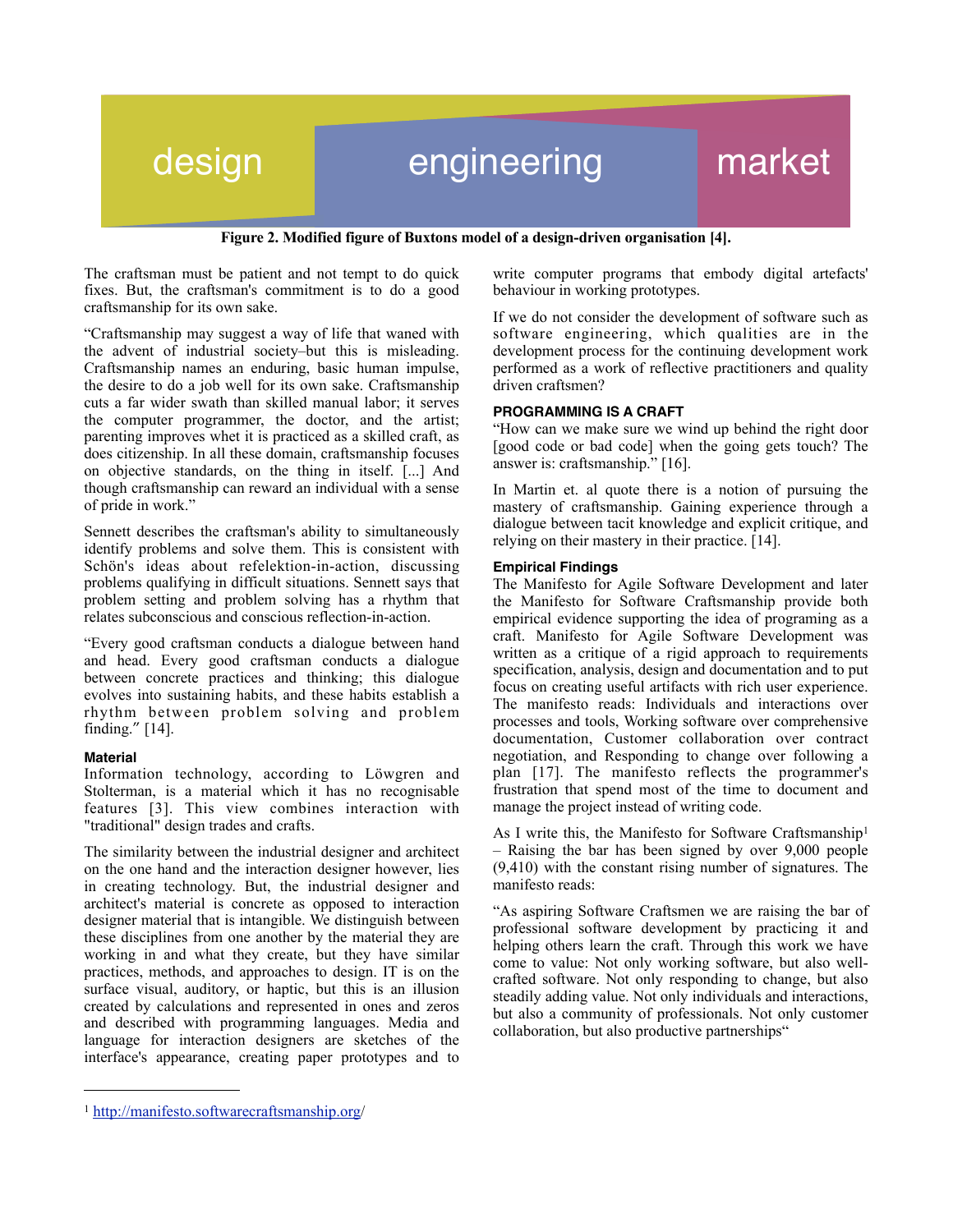design engineering market

**Figure 2. Modified figure of Buxtons model of a design-driven organisation [4].**

The craftsman must be patient and not tempt to do quick fixes. But, the craftsman's commitment is to do a good craftsmanship for its own sake.

"Craftsmanship may suggest a way of life that waned with the advent of industrial society–but this is misleading. Craftsmanship names an enduring, basic human impulse, the desire to do a job well for its own sake. Craftsmanship cuts a far wider swath than skilled manual labor; it serves the computer programmer, the doctor, and the artist; parenting improves whet it is practiced as a skilled craft, as does citizenship. In all these domain, craftsmanship focuses on objective standards, on the thing in itself. [...] And though craftsmanship can reward an individual with a sense of pride in work."

Sennett describes the craftsman's ability to simultaneously identify problems and solve them. This is consistent with Schön's ideas about refelektion-in-action, discussing problems qualifying in difficult situations. Sennett says that problem setting and problem solving has a rhythm that relates subconscious and conscious reflection-in-action.

"Every good craftsman conducts a dialogue between hand and head. Every good craftsman conducts a dialogue between concrete practices and thinking; this dialogue evolves into sustaining habits, and these habits establish a rhythm between problem solving and problem finding." [14].

### Material

Information technology, according to Löwgren and Stolterman, is a material which it has no recognisable features [3]. This view combines interaction with "traditional" design trades and crafts.

The similarity between the industrial designer and architect on the one hand and the interaction designer however, lies in creating technology. But, the industrial designer and architect's material is concrete as opposed to interaction designer material that is intangible. We distinguish between these disciplines from one another by the material they are working in and what they create, but they have similar practices, methods, and approaches to design. IT is on the surface visual, auditory, or haptic, but this is an illusion created by calculations and represented in ones and zeros and described with programming languages. Media and language for interaction designers are sketches of the interface's appearance, creating paper prototypes and to write computer programs that embody digital artefacts' behaviour in working prototypes.

If we do not consider the development of software such as software engineering, which qualities are in the development process for the continuing development work performed as a work of reflective practitioners and quality driven craftsmen?

## PROGRAMMING IS A CRAFT

"How can we make sure we wind up behind the right door [good code or bad code] when the going gets touch? The answer is: craftsmanship." [16].

In Martin et. al quote there is a notion of pursuing the mastery of craftsmanship. Gaining experience through a dialogue between tacit knowledge and explicit critique, and relying on their mastery in their practice. [14].

### Empirical Findings

The Manifesto for Agile Software Development and later the Manifesto for Software Craftsmanship provide both empirical evidence supporting the idea of programing as a craft. Manifesto for Agile Software Development was written as a critique of a rigid approach to requirements specification, analysis, design and documentation and to put focus on creating useful artifacts with rich user experience. The manifesto reads: Individuals and interactions over processes and tools, Working software over comprehensive documentation, Customer collaboration over contract negotiation, and Responding to change over following a plan [17]. The manifesto reflects the programmer's frustration that spend most of the time to document and manage the project instead of writing code.

As I write this, the Manifesto for Software Craftsmanship[1] – Raising the bar has been signed by over 9,000 people (9,410) with the constant rising number of signatures. The manifesto reads:

"As aspiring Software Craftsmen we are raising the bar of professional software development by practicing it and helping others learn the craft. Through this work we have come to value: Not only working software, but also well-crafted software. Not only responding to change, but also steadily adding value. Not only individuals and interactions, but also a community of professionals. Not only customer collaboration, but also productive partnerships"

[1] http://manifesto.softwarecraftsmanship.org/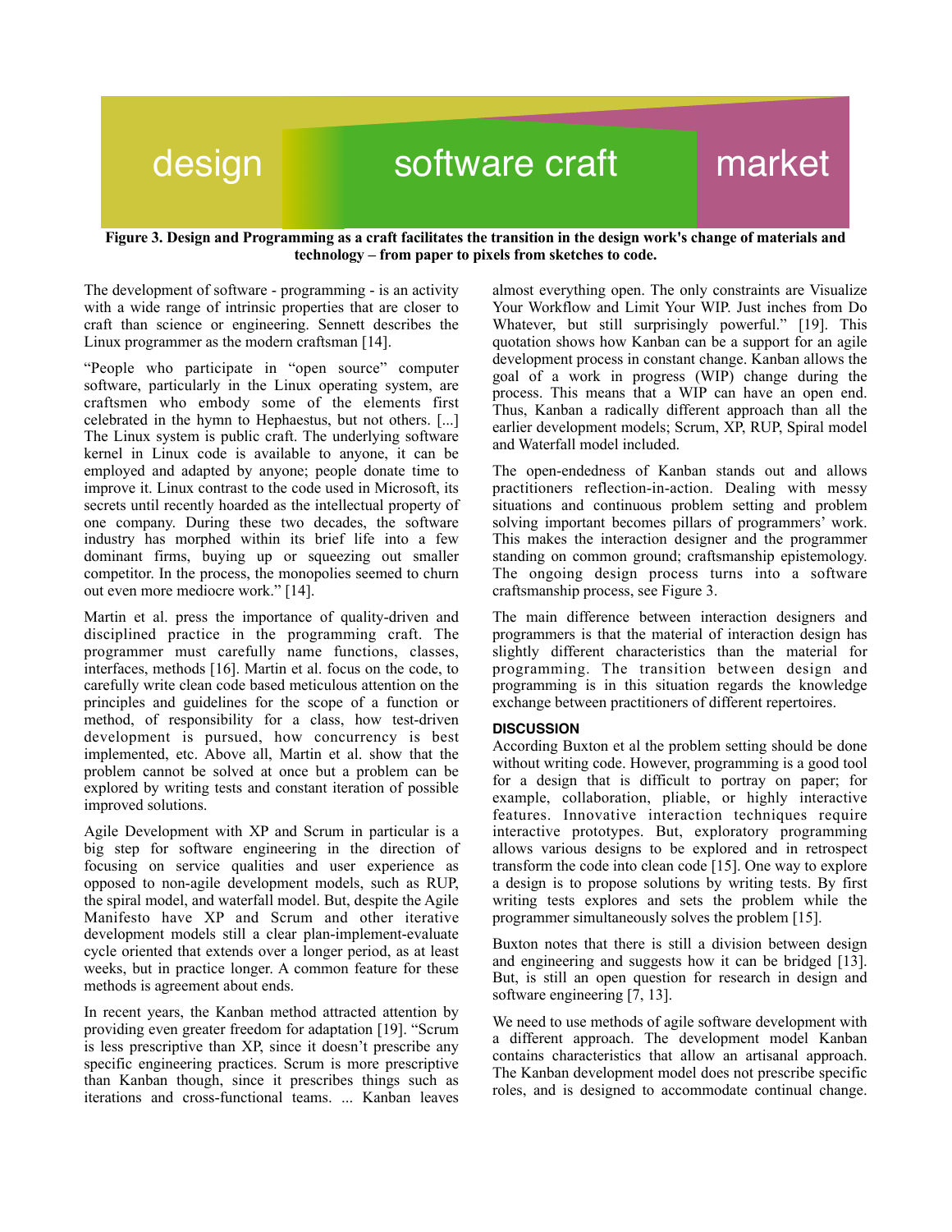design software craft market

**Figure 3. Design and Programming as a craft facilitates the transition in the design work's change of materials and technology – from paper to pixels from sketches to code.**

The development of software - programming - is an activity with a wide range of intrinsic properties that are closer to craft than science or engineering. Sennett describes the Linux programmer as the modern craftsman [14].

"People who participate in "open source" computer software, particularly in the Linux operating system, are craftsmen who embody some of the elements first celebrated in the hymn to Hephaestus, but not others. [...] The Linux system is public craft. The underlying software kernel in Linux code is available to anyone, it can be employed and adapted by anyone; people donate time to improve it. Linux contrast to the code used in Microsoft, its secrets until recently hoarded as the intellectual property of one company. During these two decades, the software industry has morphed within its brief life into a few dominant firms, buying up or squeezing out smaller competitor. In the process, the monopolies seemed to churn out even more mediocre work." [14].

Martin et al. press the importance of quality-driven and disciplined practice in the programming craft. The programmer must carefully name functions, classes, interfaces, methods [16]. Martin et al. focus on the code, to carefully write clean code based meticulous attention on the principles and guidelines for the scope of a function or method, of responsibility for a class, how test-driven development is pursued, how concurrency is best implemented, etc. Above all, Martin et al. show that the problem cannot be solved at once but a problem can be explored by writing tests and constant iteration of possible improved solutions.

Agile Development with XP and Scrum in particular is a big step for software engineering in the direction of focusing on service qualities and user experience as opposed to non-agile development models, such as RUP, the spiral model, and waterfall model. But, despite the Agile Manifesto have XP and Scrum and other iterative development models still a clear plan-implement-evaluate cycle oriented that extends over a longer period, as at least weeks, but in practice longer. A common feature for these methods is agreement about ends.

In recent years, the Kanban method attracted attention by providing even greater freedom for adaptation [19]. "Scrum is less prescriptive than XP, since it doesn't prescribe any specific engineering practices. Scrum is more prescriptive than Kanban though, since it prescribes things such as iterations and cross-functional teams. ... Kanban leaves almost everything open. The only constraints are Visualize Your Workflow and Limit Your WIP. Just inches from Do Whatever, but still surprisingly powerful." [19]. This quotation shows how Kanban can be a support for an agile development process in constant change. Kanban allows the goal of a work in progress (WIP) change during the process. This means that a WIP can have an open end. Thus, Kanban a radically different approach than all the earlier development models; Scrum, XP, RUP, Spiral model and Waterfall model included.

The open-endedness of Kanban stands out and allows practitioners reflection-in-action. Dealing with messy situations and continuous problem setting and problem solving important becomes pillars of programmers' work. This makes the interaction designer and the programmer standing on common ground; craftsmanship epistemology. The ongoing design process turns into a software craftsmanship process, see Figure 3.

The main difference between interaction designers and programmers is that the material of interaction design has slightly different characteristics than the material for programming. The transition between design and programming is in this situation regards the knowledge exchange between practitioners of different repertoires.

## DISCUSSION

According Buxton et al the problem setting should be done without writing code. However, programming is a good tool for a design that is difficult to portray on paper; for example, collaboration, pliable, or highly interactive features. Innovative interaction techniques require interactive prototypes. But, exploratory programming allows various designs to be explored and in retrospect transform the code into clean code [15]. One way to explore a design is to propose solutions by writing tests. By first writing tests explores and sets the problem while the programmer simultaneously solves the problem [15].

Buxton notes that there is still a division between design and engineering and suggests how it can be bridged [13]. But, is still an open question for research in design and software engineering [7, 13].

We need to use methods of agile software development with a different approach. The development model Kanban contains characteristics that allow an artisanal approach. The Kanban development model does not prescribe specific roles, and is designed to accommodate continual change.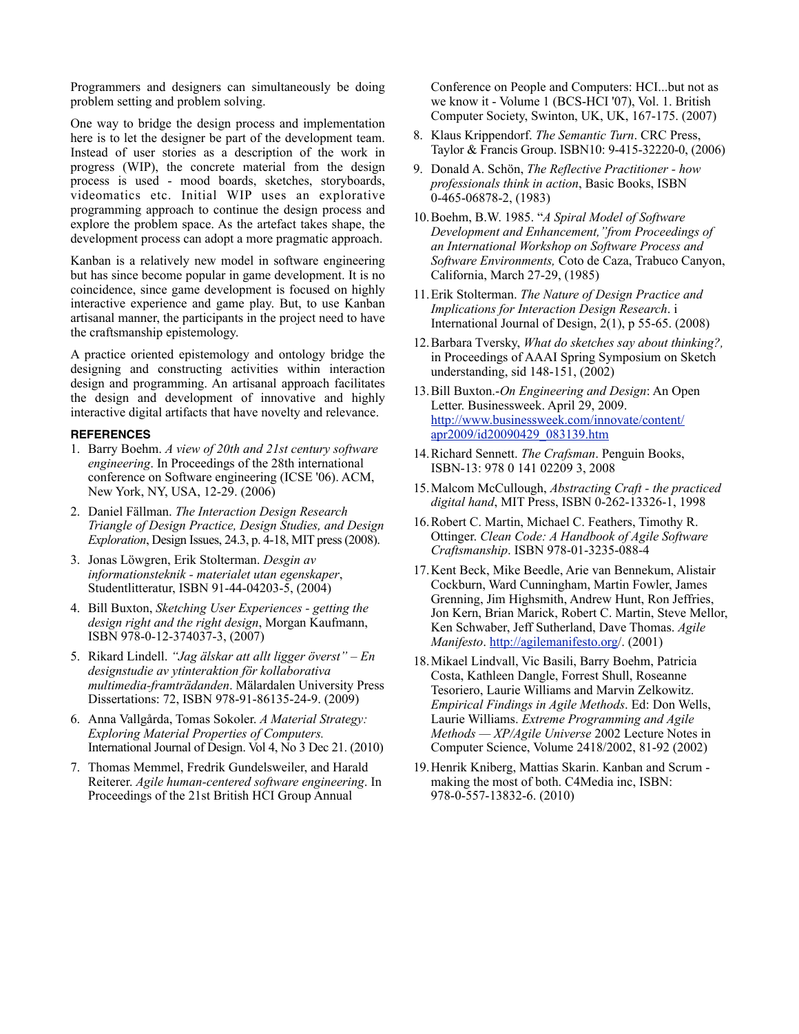Programmers and designers can simultaneously be doing problem setting and problem solving.

One way to bridge the design process and implementation here is to let the designer be part of the development team. Instead of user stories as a description of the work in progress (WIP), the concrete material from the design process is used - mood boards, sketches, storyboards, videomatics etc. Initial WIP uses an explorative programming approach to continue the design process and explore the problem space. As the artefact takes shape, the development process can adopt a more pragmatic approach.

Kanban is a relatively new model in software engineering but has since become popular in game development. It is no coincidence, since game development is focused on highly interactive experience and game play. But, to use Kanban artisanal manner, the participants in the project need to have the craftsmanship epistemology.

A practice oriented epistemology and ontology bridge the designing and constructing activities within interaction design and programming. An artisanal approach facilitates the design and development of innovative and highly interactive digital artifacts that have novelty and relevance.

## REFERENCES

1. Barry Boehm. *A view of 20th and 21st century software engineering*. In Proceedings of the 28th international conference on Software engineering (ICSE '06). ACM, New York, NY, USA, 12-29. (2006)
2. Daniel Fällman. *The Interaction Design Research Triangle of Design Practice, Design Studies, and Design Exploration*, Design Issues, 24.3, p. 4-18, MIT press (2008).
3. Jonas Löwgren, Erik Stolterman. *Desgin av informationsteknik - materialet utan egenskaper*, Studentlitteratur, ISBN 91-44-04203-5, (2004)
4. Bill Buxton, *Sketching User Experiences - getting the design right and the right design*, Morgan Kaufmann, ISBN 978-0-12-374037-3, (2007)
5. Rikard Lindell. *"Jag älskar att allt ligger överst" – En designstudie av ytinteraktion för kollaborativa multimedia-framträdanden*. Mälardalen University Press Dissertations: 72, ISBN 978-91-86135-24-9. (2009)
6. Anna Vallgårda, Tomas Sokoler. *A Material Strategy: Exploring Material Properties of Computers.* International Journal of Design. Vol 4, No 3 Dec 21. (2010)
7. Thomas Memmel, Fredrik Gundelsweiler, and Harald Reiterer. *Agile human-centered software engineering*. In Proceedings of the 21st British HCI Group Annual Conference on People and Computers: HCI...but not as we know it - Volume 1 (BCS-HCI '07), Vol. 1. British Computer Society, Swinton, UK, UK, 167-175. (2007)
8. Klaus Krippendorf. *The Semantic Turn*. CRC Press, Taylor & Francis Group. ISBN10: 9-415-32220-0, (2006)
9. Donald A. Schön, *The Reflective Practitioner - how professionals think in action*, Basic Books, ISBN 0-465-06878-2, (1983)
10. Boehm, B.W. 1985. "*A Spiral Model of Software Development and Enhancement,"from Proceedings of an International Workshop on Software Process and Software Environments,* Coto de Caza, Trabuco Canyon, California, March 27-29, (1985)
11. Erik Stolterman. *The Nature of Design Practice and Implications for Interaction Design Research*. i International Journal of Design, 2(1), p 55-65. (2008)
12. Barbara Tversky, *What do sketches say about thinking?,* in Proceedings of AAAI Spring Symposium on Sketch understanding, sid 148-151, (2002)
13. Bill Buxton.-*On Engineering and Design*: An Open Letter. Businessweek. April 29, 2009. http://www.businessweek.com/innovate/content/apr2009/id20090429_083139.htm
14. Richard Sennett. *The Crafsman*. Penguin Books, ISBN-13: 978 0 141 02209 3, 2008
15. Malcom McCullough, *Abstracting Craft - the practiced digital hand*, MIT Press, ISBN 0-262-13326-1, 1998
16. Robert C. Martin, Michael C. Feathers, Timothy R. Ottinger. *Clean Code: A Handbook of Agile Software Craftsmanship*. ISBN 978-01-3235-088-4
17. Kent Beck, Mike Beedle, Arie van Bennekum, Alistair Cockburn, Ward Cunningham, Martin Fowler, James Grenning, Jim Highsmith, Andrew Hunt, Ron Jeffries, Jon Kern, Brian Marick, Robert C. Martin, Steve Mellor, Ken Schwaber, Jeff Sutherland, Dave Thomas. *Agile Manifesto*. http://agilemanifesto.org/. (2001)
18. Mikael Lindvall, Vic Basili, Barry Boehm, Patricia Costa, Kathleen Dangle, Forrest Shull, Roseanne Tesoriero, Laurie Williams and Marvin Zelkowitz. *Empirical Findings in Agile Methods*. Ed: Don Wells, Laurie Williams. *Extreme Programming and Agile Methods — XP/Agile Universe* 2002 Lecture Notes in Computer Science, Volume 2418/2002, 81-92 (2002)
19. Henrik Kniberg, Mattias Skarin. Kanban and Scrum - making the most of both. C4Media inc, ISBN: 978-0-557-13832-6. (2010)